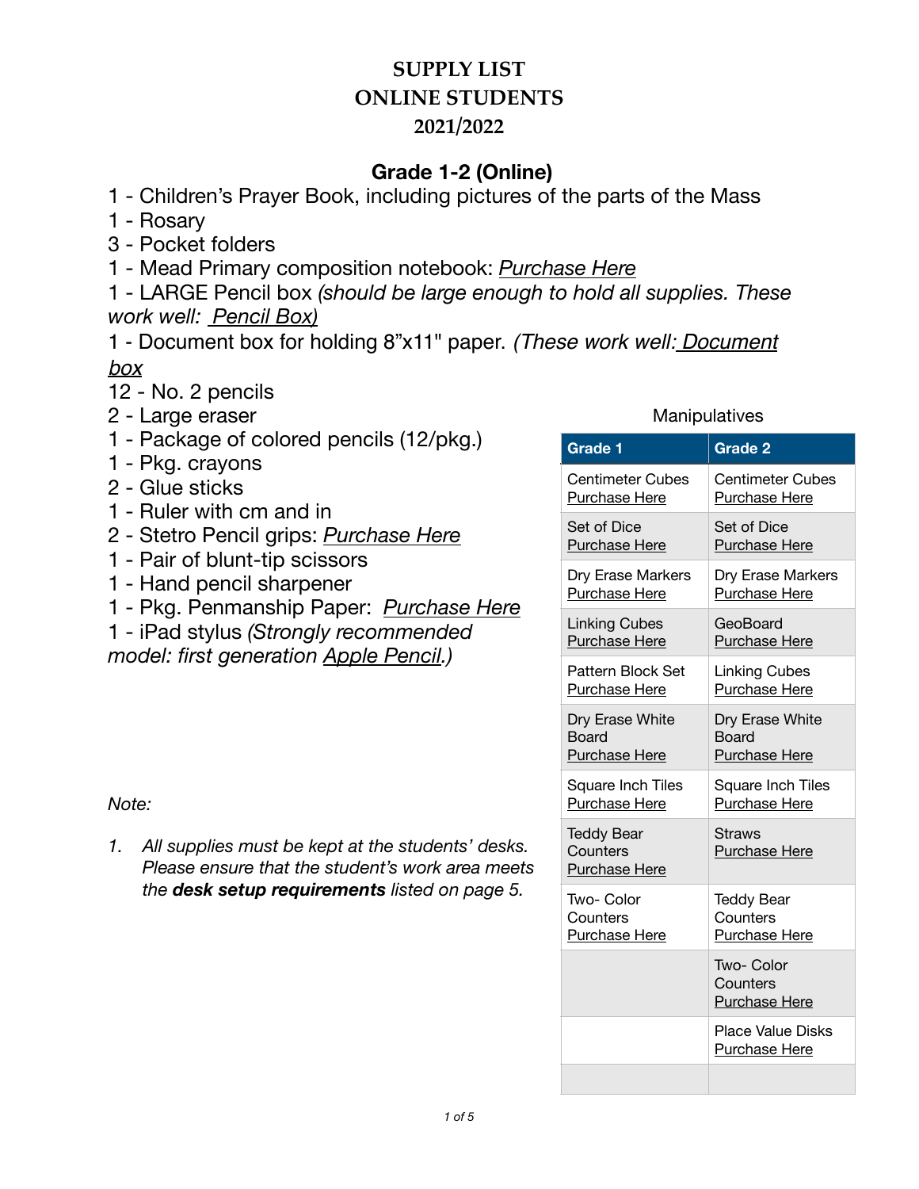# SUPPLY LIST
# ONLINE STUDENTS
# 2021/2022

## Grade 1-2 (Online)

1 - Children's Prayer Book, including pictures of the parts of the Mass
1 - Rosary
3 - Pocket folders
1 - Mead Primary composition notebook: *Purchase Here*
1 - LARGE Pencil box *(should be large enough to hold all supplies. These work well: Pencil Box)*
1 - Document box for holding 8"x11" paper. *(These work well: Document box*
12 - No. 2 pencils
2 - Large eraser
1 - Package of colored pencils (12/pkg.)
1 - Pkg. crayons
2 - Glue sticks
1 - Ruler with cm and in
2 - Stetro Pencil grips: *Purchase Here*
1 - Pair of blunt-tip scissors
1 - Hand pencil sharpener
1 - Pkg. Penmanship Paper: *Purchase Here*
1 - iPad stylus *(Strongly recommended model: first generation Apple Pencil.)*

Manipulatives

| Grade 1 | Grade 2 |
|---|---|
| Centimeter Cubes Purchase Here | Centimeter Cubes Purchase Here |
| Set of Dice Purchase Here | Set of Dice Purchase Here |
| Dry Erase Markers Purchase Here | Dry Erase Markers Purchase Here |
| Linking Cubes Purchase Here | GeoBoard Purchase Here |
| Pattern Block Set Purchase Here | Linking Cubes Purchase Here |
| Dry Erase White Board Purchase Here | Dry Erase White Board Purchase Here |
| Square Inch Tiles Purchase Here | Square Inch Tiles Purchase Here |
| Teddy Bear Counters Purchase Here | Straws Purchase Here |
| Two- Color Counters Purchase Here | Teddy Bear Counters Purchase Here |
| | Two- Color Counters Purchase Here |
| | Place Value Disks Purchase Here |
| | |

*Note:*

1. *All supplies must be kept at the students' desks. Please ensure that the student's work area meets the **desk setup requirements** listed on page 5.*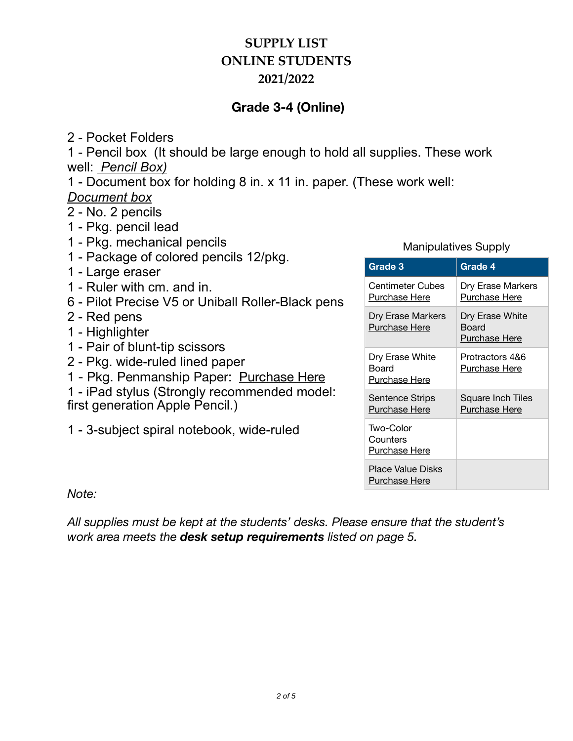# SUPPLY LIST
# ONLINE STUDENTS
# 2021/2022

## Grade 3-4 (Online)

2 - Pocket Folders
1 - Pencil box (It should be large enough to hold all supplies. These work well: *Pencil Box)*
1 - Document box for holding 8 in. x 11 in. paper. (These work well: *Document box*
2 - No. 2 pencils
1 - Pkg. pencil lead
1 - Pkg. mechanical pencils
1 - Package of colored pencils 12/pkg.
1 - Large eraser
1 - Ruler with cm. and in.
6 - Pilot Precise V5 or Uniball Roller-Black pens
2 - Red pens
1 - Highlighter
1 - Pair of blunt-tip scissors
2 - Pkg. wide-ruled lined paper
1 - Pkg. Penmanship Paper: Purchase Here
1 - iPad stylus (Strongly recommended model: first generation Apple Pencil.)

1 - 3-subject spiral notebook, wide-ruled

Manipulatives Supply

| Grade 3 | Grade 4 |
|---|---|
| Centimeter Cubes Purchase Here | Dry Erase Markers Purchase Here |
| Dry Erase Markers Purchase Here | Dry Erase White Board Purchase Here |
| Dry Erase White Board Purchase Here | Protractors 4&6 Purchase Here |
| Sentence Strips Purchase Here | Square Inch Tiles Purchase Here |
| Two-Color Counters Purchase Here | |
| Place Value Disks Purchase Here | |

*Note:*

*All supplies must be kept at the students' desks. Please ensure that the student's work area meets the **desk setup requirements** listed on page 5.*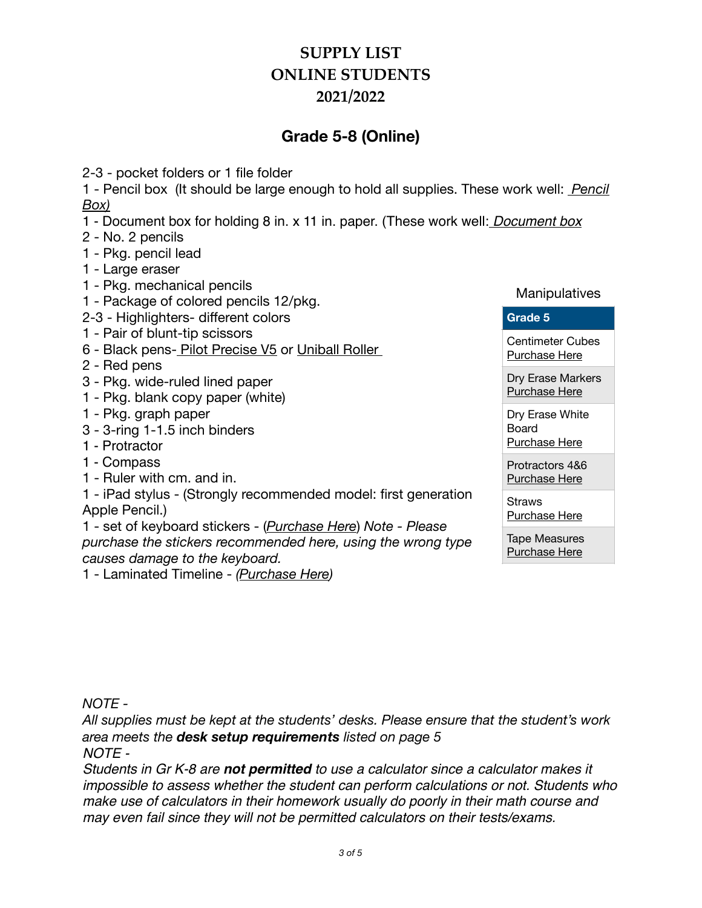# SUPPLY LIST
# ONLINE STUDENTS
# 2021/2022

## Grade 5-8 (Online)

2-3 - pocket folders or 1 file folder
1 - Pencil box (It should be large enough to hold all supplies. These work well: *Pencil Box)*
1 - Document box for holding 8 in. x 11 in. paper. (These work well: *Document box*
2 - No. 2 pencils
1 - Pkg. pencil lead
1 - Large eraser
1 - Pkg. mechanical pencils
1 - Package of colored pencils 12/pkg.
2-3 - Highlighters- different colors
1 - Pair of blunt-tip scissors
6 - Black pens- Pilot Precise V5 or Uniball Roller
2 - Red pens
3 - Pkg. wide-ruled lined paper
1 - Pkg. blank copy paper (white)
1 - Pkg. graph paper
3 - 3-ring 1-1.5 inch binders
1 - Protractor
1 - Compass
1 - Ruler with cm. and in.
1 - iPad stylus - (Strongly recommended model: first generation Apple Pencil.)
1 - set of keyboard stickers - (*Purchase Here*) *Note - Please purchase the stickers recommended here, using the wrong type causes damage to the keyboard.*
1 - Laminated Timeline - *(Purchase Here)*

Manipulatives

| Grade 5 |
| --- |
| Centimeter Cubes Purchase Here |
| Dry Erase Markers Purchase Here |
| Dry Erase White Board Purchase Here |
| Protractors 4&6 Purchase Here |
| Straws Purchase Here |
| Tape Measures Purchase Here |

*NOTE -*
*All supplies must be kept at the students' desks. Please ensure that the student's work area meets the **desk setup requirements** listed on page 5*
*NOTE -*
*Students in Gr K-8 are **not permitted** to use a calculator since a calculator makes it impossible to assess whether the student can perform calculations or not. Students who make use of calculators in their homework usually do poorly in their math course and may even fail since they will not be permitted calculators on their tests/exams.*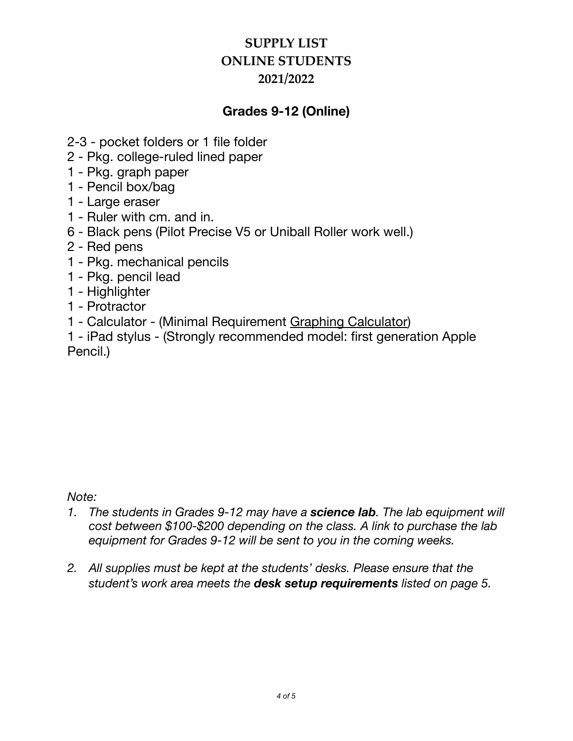# SUPPLY LIST
# ONLINE STUDENTS
# 2021/2022

## Grades 9-12 (Online)

2-3 - pocket folders or 1 file folder
2 - Pkg. college-ruled lined paper
1 - Pkg. graph paper
1 - Pencil box/bag
1 - Large eraser
1 - Ruler with cm. and in.
6 - Black pens (Pilot Precise V5 or Uniball Roller work well.)
2 - Red pens
1 - Pkg. mechanical pencils
1 - Pkg. pencil lead
1 - Highlighter
1 - Protractor
1 - Calculator - (Minimal Requirement <u>Graphing Calculator</u>)
1 - iPad stylus - (Strongly recommended model: first generation Apple Pencil.)

*Note:*

1. *The students in Grades 9-12 may have a **science lab**. The lab equipment will cost between $100-$200 depending on the class. A link to purchase the lab equipment for Grades 9-12 will be sent to you in the coming weeks.*

2. *All supplies must be kept at the students' desks. Please ensure that the student's work area meets the **desk setup requirements** listed on page 5.*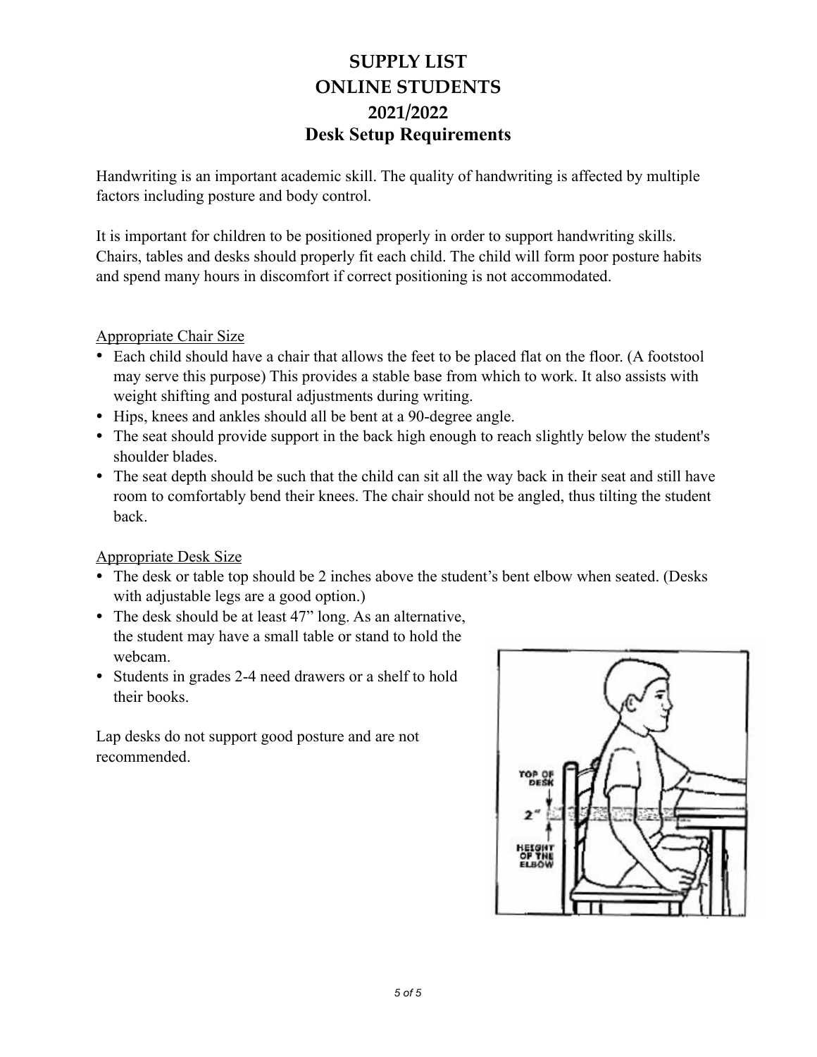# SUPPLY LIST
# ONLINE STUDENTS
# 2021/2022
# Desk Setup Requirements

Handwriting is an important academic skill. The quality of handwriting is affected by multiple factors including posture and body control.

It is important for children to be positioned properly in order to support handwriting skills. Chairs, tables and desks should properly fit each child. The child will form poor posture habits and spend many hours in discomfort if correct positioning is not accommodated.

<u>Appropriate Chair Size</u>

- Each child should have a chair that allows the feet to be placed flat on the floor. (A footstool may serve this purpose) This provides a stable base from which to work. It also assists with weight shifting and postural adjustments during writing.
- Hips, knees and ankles should all be bent at a 90-degree angle.
- The seat should provide support in the back high enough to reach slightly below the student's shoulder blades.
- The seat depth should be such that the child can sit all the way back in their seat and still have room to comfortably bend their knees. The chair should not be angled, thus tilting the student back.

<u>Appropriate Desk Size</u>

- The desk or table top should be 2 inches above the student's bent elbow when seated. (Desks with adjustable legs are a good option.)
- The desk should be at least 47" long. As an alternative, the student may have a small table or stand to hold the webcam.
- Students in grades 2-4 need drawers or a shelf to hold their books.

Lap desks do not support good posture and are not recommended.

TOP OF DESK

2"

HEIGHT OF THE ELBOW